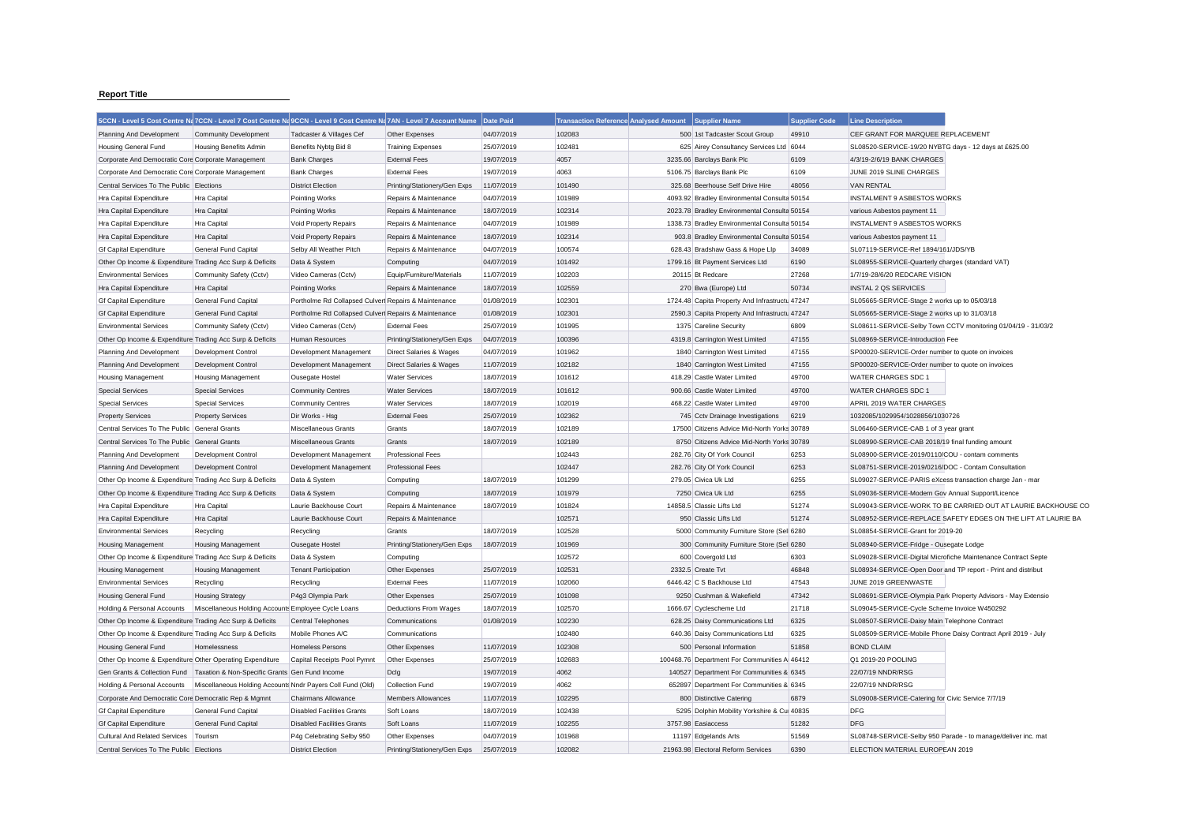**Report Title**

| 5CCN - Level 5 Cost Centre Na | 7CCN - Level 7 Cost Centre Na | 9CCN - Level 9 Cost Centre Na | 7AN - Level 7 Account Name | Date Paid | Transaction Reference | Analysed Amount | Supplier Name | Supplier Code | Line Description |
|---|---|---|---|---|---|---|---|---|---|
| Planning And Development | Community Development | Tadcaster & Villages Cef | Other Expenses | 04/07/2019 | 102083 | 500 | 1st Tadcaster Scout Group | 49910 | CEF GRANT FOR MARQUEE REPLACEMENT |
| Housing General Fund | Housing Benefits Admin | Benefits Nybtg Bid 8 | Training Expenses | 25/07/2019 | 102481 | 625 | Airey Consultancy Services Ltd | 6044 | SL08520-SERVICE-19/20 NYBTG days - 12 days at £625.00 |
| Corporate And Democratic Core | Corporate Management | Bank Charges | External Fees | 19/07/2019 | 4057 | 3235.66 | Barclays Bank Plc | 6109 | 4/3/19-2/6/19 BANK CHARGES |
| Corporate And Democratic Core | Corporate Management | Bank Charges | External Fees | 19/07/2019 | 4063 | 5106.75 | Barclays Bank Plc | 6109 | JUNE 2019 SLINE CHARGES |
| Central Services To The Public | Elections | District Election | Printing/Stationery/Gen Exps | 11/07/2019 | 101490 | 325.68 | Beerhouse Self Drive Hire | 48056 | VAN RENTAL |
| Hra Capital Expenditure | Hra Capital | Pointing Works | Repairs & Maintenance | 04/07/2019 | 101989 | 4093.92 | Bradley Environmental Consulta | 50154 | INSTALMENT 9 ASBESTOS WORKS |
| Hra Capital Expenditure | Hra Capital | Pointing Works | Repairs & Maintenance | 18/07/2019 | 102314 | 2023.78 | Bradley Environmental Consulta | 50154 | various Asbestos payment 11 |
| Hra Capital Expenditure | Hra Capital | Void Property Repairs | Repairs & Maintenance | 04/07/2019 | 101989 | 1338.73 | Bradley Environmental Consulta | 50154 | INSTALMENT 9 ASBESTOS WORKS |
| Hra Capital Expenditure | Hra Capital | Void Property Repairs | Repairs & Maintenance | 18/07/2019 | 102314 | 903.8 | Bradley Environmental Consulta | 50154 | various Asbestos payment 11 |
| Gf Capital Expenditure | General Fund Capital | Selby All Weather Pitch | Repairs & Maintenance | 04/07/2019 | 100574 | 628.43 | Bradshaw Gass & Hope Llp | 34089 | SL07119-SERVICE-Ref 1894/161/JDS/YB |
| Other Op Income & Expenditure | Trading Acc Surp & Deficits | Data & System | Computing | 04/07/2019 | 101492 | 1799.16 | Bt Payment Services Ltd | 6190 | SL08955-SERVICE-Quarterly charges (standard VAT) |
| Environmental Services | Community Safety (Cctv) | Video Cameras (Cctv) | Equip/Furniture/Materials | 11/07/2019 | 102203 | 20115 | Bt Redcare | 27268 | 1/7/19-28/6/20 REDCARE VISION |
| Hra Capital Expenditure | Hra Capital | Pointing Works | Repairs & Maintenance | 18/07/2019 | 102559 | 270 | Bwa (Europe) Ltd | 50734 | INSTAL 2 QS SERVICES |
| Gf Capital Expenditure | General Fund Capital | Portholme Rd Collapsed Culvert | Repairs & Maintenance | 01/08/2019 | 102301 | 1724.48 | Capita Property And Infrastructu | 47247 | SL05665-SERVICE-Stage 2 works up to 05/03/18 |
| Gf Capital Expenditure | General Fund Capital | Portholme Rd Collapsed Culvert | Repairs & Maintenance | 01/08/2019 | 102301 | 2590.3 | Capita Property And Infrastructu | 47247 | SL05665-SERVICE-Stage 2 works up to 31/03/18 |
| Environmental Services | Community Safety (Cctv) | Video Cameras (Cctv) | External Fees | 25/07/2019 | 101995 | 1375 | Careline Security | 6809 | SL08611-SERVICE-Selby Town CCTV monitoring 01/04/19 - 31/03/2 |
| Other Op Income & Expenditure | Trading Acc Surp & Deficits | Human Resources | Printing/Stationery/Gen Exps | 04/07/2019 | 100396 | 4319.8 | Carrington West Limited | 47155 | SL08969-SERVICE-Introduction Fee |
| Planning And Development | Development Control | Development Management | Direct Salaries & Wages | 04/07/2019 | 101962 | 1840 | Carrington West Limited | 47155 | SP00020-SERVICE-Order number to quote on invoices |
| Planning And Development | Development Control | Development Management | Direct Salaries & Wages | 11/07/2019 | 102182 | 1840 | Carrington West Limited | 47155 | SP00020-SERVICE-Order number to quote on invoices |
| Housing Management | Housing Management | Ousegate Hostel | Water Services | 18/07/2019 | 101612 | 418.29 | Castle Water Limited | 49700 | WATER CHARGES SDC 1 |
| Special Services | Special Services | Community Centres | Water Services | 18/07/2019 | 101612 | 900.66 | Castle Water Limited | 49700 | WATER CHARGES SDC 1 |
| Special Services | Special Services | Community Centres | Water Services | 18/07/2019 | 102019 | 468.22 | Castle Water Limited | 49700 | APRIL 2019 WATER CHARGES |
| Property Services | Property Services | Dir Works - Hsg | External Fees | 25/07/2019 | 102362 | 745 | Cctv Drainage Investigations | 6219 | 1032085/1029954/1028856/1030726 |
| Central Services To The Public | General Grants | Miscellaneous Grants | Grants | 18/07/2019 | 102189 | 17500 | Citizens Advice Mid-North Yorks | 30789 | SL06460-SERVICE-CAB 1 of 3 year grant |
| Central Services To The Public | General Grants | Miscellaneous Grants | Grants | 18/07/2019 | 102189 | 8750 | Citizens Advice Mid-North Yorks | 30789 | SL08990-SERVICE-CAB 2018/19 final funding amount |
| Planning And Development | Development Control | Development Management | Professional Fees | | 102443 | 282.76 | City Of York Council | 6253 | SL08900-SERVICE-2019/0110/COU - contam comments |
| Planning And Development | Development Control | Development Management | Professional Fees | | 102447 | 282.76 | City Of York Council | 6253 | SL08751-SERVICE-2019/0216/DOC - Contam Consultation |
| Other Op Income & Expenditure | Trading Acc Surp & Deficits | Data & System | Computing | 18/07/2019 | 101299 | 279.05 | Civica Uk Ltd | 6255 | SL09027-SERVICE-PARIS eXcess transaction charge Jan - mar |
| Other Op Income & Expenditure | Trading Acc Surp & Deficits | Data & System | Computing | 18/07/2019 | 101979 | 7250 | Civica Uk Ltd | 6255 | SL09036-SERVICE-Modern Gov Annual Support/Licence |
| Hra Capital Expenditure | Hra Capital | Laurie Backhouse Court | Repairs & Maintenance | 18/07/2019 | 101824 | 14858.5 | Classic Lifts Ltd | 51274 | SL09043-SERVICE-WORK TO BE CARRIED OUT AT LAURIE BACKHOUSE CO |
| Hra Capital Expenditure | Hra Capital | Laurie Backhouse Court | Repairs & Maintenance | | 102571 | 950 | Classic Lifts Ltd | 51274 | SL08952-SERVICE-REPLACE SAFETY EDGES ON THE LIFT AT LAURIE BA |
| Environmental Services | Recycling | Recycling | Grants | 18/07/2019 | 102528 | 5000 | Community Furniture Store (Sel | 6280 | SL08854-SERVICE-Grant for 2019-20 |
| Housing Management | Housing Management | Ousegate Hostel | Printing/Stationery/Gen Exps | 18/07/2019 | 101969 | 300 | Community Furniture Store (Sel | 6280 | SL08940-SERVICE-Fridge - Ousegate Lodge |
| Other Op Income & Expenditure | Trading Acc Surp & Deficits | Data & System | Computing | | 102572 | 600 | Covergold Ltd | 6303 | SL09028-SERVICE-Digital Microfiche Maintenance Contract Septe |
| Housing Management | Housing Management | Tenant Participation | Other Expenses | 25/07/2019 | 102531 | 2332.5 | Create Tvt | 46848 | SL08934-SERVICE-Open Door and TP report - Print and distribut |
| Environmental Services | Recycling | Recycling | External Fees | 11/07/2019 | 102060 | 6446.42 | C S Backhouse Ltd | 47543 | JUNE 2019 GREENWASTE |
| Housing General Fund | Housing Strategy | P4g3 Olympia Park | Other Expenses | 25/07/2019 | 101098 | 9250 | Cushman & Wakefield | 47342 | SL08691-SERVICE-Olympia Park Property Advisors - May Extensio |
| Holding & Personal Accounts | Miscellaneous Holding Accounts | Employee Cycle Loans | Deductions From Wages | 18/07/2019 | 102570 | 1666.67 | Cyclescheme Ltd | 21718 | SL09045-SERVICE-Cycle Scheme Invoice W450292 |
| Other Op Income & Expenditure | Trading Acc Surp & Deficits | Central Telephones | Communications | 01/08/2019 | 102230 | 628.25 | Daisy Communications Ltd | 6325 | SL08507-SERVICE-Daisy Main Telephone Contract |
| Other Op Income & Expenditure | Trading Acc Surp & Deficits | Mobile Phones A/C | Communications | | 102480 | 640.36 | Daisy Communications Ltd | 6325 | SL08509-SERVICE-Mobile Phone Daisy Contract April 2019 - July |
| Housing General Fund | Homelessness | Homeless Persons | Other Expenses | 11/07/2019 | 102308 | 500 | Personal Information | 51858 | BOND CLAIM |
| Other Op Income & Expenditure | Other Operating Expenditure | Capital Receipts Pool Pymnt | Other Expenses | 25/07/2019 | 102683 | 100468.76 | Department For Communities A | 46412 | Q1 2019-20 POOLING |
| Gen Grants & Collection Fund | Taxation & Non-Specific Grants | Gen Fund Income | Dclg | 19/07/2019 | 4062 | 140527 | Department For Communities & | 6345 | 22/07/19 NNDR/RSG |
| Holding & Personal Accounts | Miscellaneous Holding Accounts | Nndr Payers Coll Fund (Old) | Collection Fund | 19/07/2019 | 4062 | 652897 | Department For Communities & | 6345 | 22/07/19 NNDR/RSG |
| Corporate And Democratic Core | Democratic Rep & Mgmnt | Chairmans Allowance | Members Allowances | 11/07/2019 | 102295 | 800 | Distinctive Catering | 6879 | SL09008-SERVICE-Catering for Civic Service 7/7/19 |
| Gf Capital Expenditure | General Fund Capital | Disabled Facilities Grants | Soft Loans | 18/07/2019 | 102438 | 5295 | Dolphin Mobility Yorkshire & Cu | 40835 | DFG |
| Gf Capital Expenditure | General Fund Capital | Disabled Facilities Grants | Soft Loans | 11/07/2019 | 102255 | 3757.98 | Easiaccess | 51282 | DFG |
| Cultural And Related Services | Tourism | P4g Celebrating Selby 950 | Other Expenses | 04/07/2019 | 101968 | 11197 | Edgelands Arts | 51569 | SL08748-SERVICE-Selby 950 Parade - to manage/deliver inc. mat |
| Central Services To The Public | Elections | District Election | Printing/Stationery/Gen Exps | 25/07/2019 | 102082 | 21963.98 | Electoral Reform Services | 6390 | ELECTION MATERIAL EUROPEAN 2019 |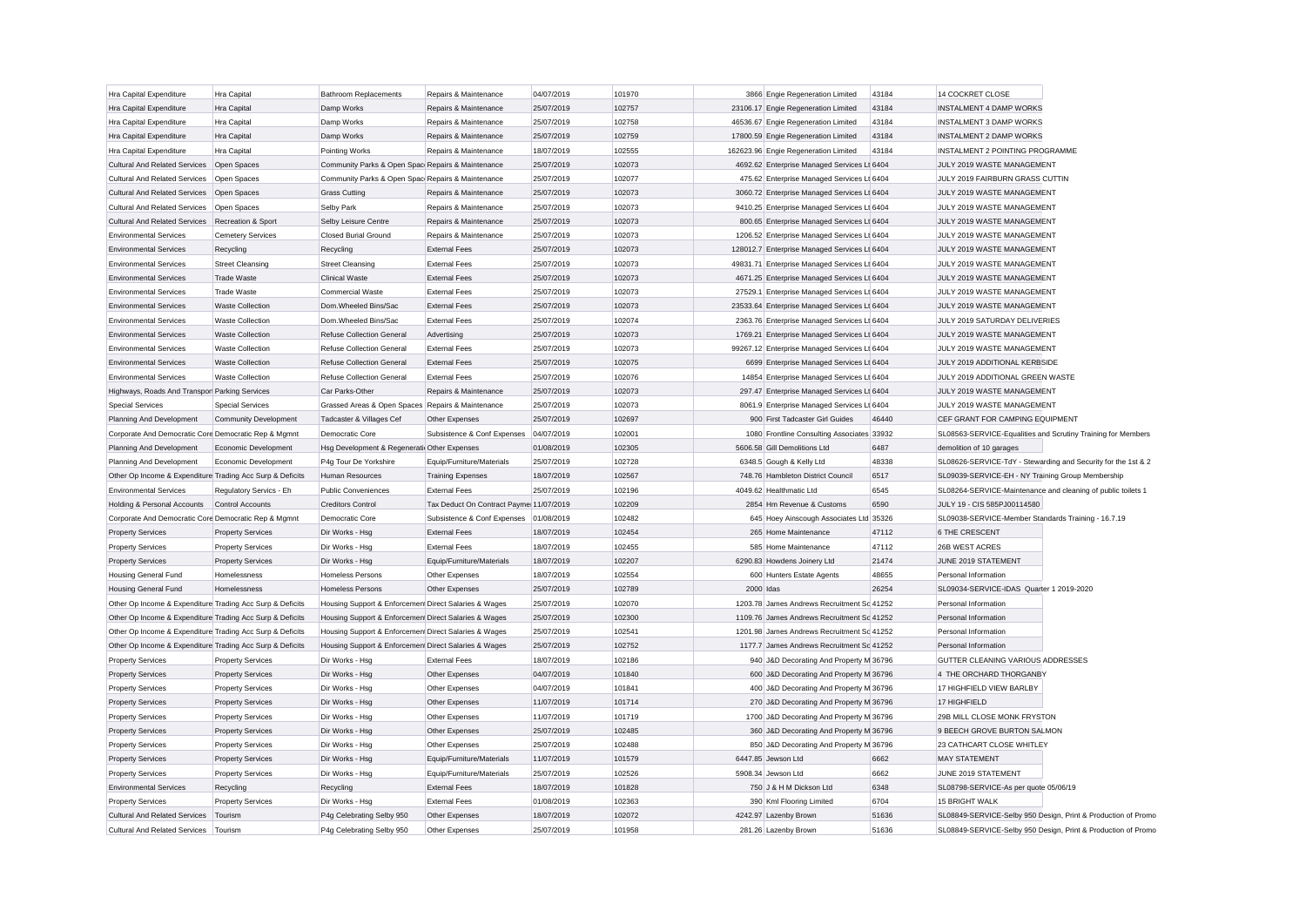| Hra Capital Expenditure | Hra Capital | Bathroom Replacements | Repairs & Maintenance | 04/07/2019 | 101970 | 3866 | Engie Regeneration Limited | 43184 | 14 COCKRET CLOSE |
|---|---|---|---|---|---|---|---|---|---|
| Hra Capital Expenditure | Hra Capital | Damp Works | Repairs & Maintenance | 25/07/2019 | 102757 | 23106.17 | Engie Regeneration Limited | 43184 | INSTALMENT 4 DAMP WORKS |
| Hra Capital Expenditure | Hra Capital | Damp Works | Repairs & Maintenance | 25/07/2019 | 102758 | 46536.67 | Engie Regeneration Limited | 43184 | INSTALMENT 3 DAMP WORKS |
| Hra Capital Expenditure | Hra Capital | Damp Works | Repairs & Maintenance | 25/07/2019 | 102759 | 17800.59 | Engie Regeneration Limited | 43184 | INSTALMENT 2 DAMP WORKS |
| Hra Capital Expenditure | Hra Capital | Pointing Works | Repairs & Maintenance | 18/07/2019 | 102555 | 162623.96 | Engie Regeneration Limited | 43184 | INSTALMENT 2 POINTING PROGRAMME |
| Cultural And Related Services | Open Spaces | Community Parks & Open Spac | Repairs & Maintenance | 25/07/2019 | 102073 | 4692.62 | Enterprise Managed Services Lt | 6404 | JULY 2019 WASTE MANAGEMENT |
| Cultural And Related Services | Open Spaces | Community Parks & Open Spac | Repairs & Maintenance | 25/07/2019 | 102077 | 475.62 | Enterprise Managed Services Lt | 6404 | JULY 2019 FAIRBURN GRASS CUTTIN |
| Cultural And Related Services | Open Spaces | Grass Cutting | Repairs & Maintenance | 25/07/2019 | 102073 | 3060.72 | Enterprise Managed Services Lt | 6404 | JULY 2019 WASTE MANAGEMENT |
| Cultural And Related Services | Open Spaces | Selby Park | Repairs & Maintenance | 25/07/2019 | 102073 | 9410.25 | Enterprise Managed Services Lt | 6404 | JULY 2019 WASTE MANAGEMENT |
| Cultural And Related Services | Recreation & Sport | Selby Leisure Centre | Repairs & Maintenance | 25/07/2019 | 102073 | 800.65 | Enterprise Managed Services Lt | 6404 | JULY 2019 WASTE MANAGEMENT |
| Environmental Services | Cemetery Services | Closed Burial Ground | Repairs & Maintenance | 25/07/2019 | 102073 | 1206.52 | Enterprise Managed Services Lt | 6404 | JULY 2019 WASTE MANAGEMENT |
| Environmental Services | Recycling | Recycling | External Fees | 25/07/2019 | 102073 | 128012.7 | Enterprise Managed Services Lt | 6404 | JULY 2019 WASTE MANAGEMENT |
| Environmental Services | Street Cleansing | Street Cleansing | External Fees | 25/07/2019 | 102073 | 49831.71 | Enterprise Managed Services Lt | 6404 | JULY 2019 WASTE MANAGEMENT |
| Environmental Services | Trade Waste | Clinical Waste | External Fees | 25/07/2019 | 102073 | 4671.25 | Enterprise Managed Services Lt | 6404 | JULY 2019 WASTE MANAGEMENT |
| Environmental Services | Trade Waste | Commercial Waste | External Fees | 25/07/2019 | 102073 | 27529.1 | Enterprise Managed Services Lt | 6404 | JULY 2019 WASTE MANAGEMENT |
| Environmental Services | Waste Collection | Dom.Wheeled Bins/Sac | External Fees | 25/07/2019 | 102073 | 23533.64 | Enterprise Managed Services Lt | 6404 | JULY 2019 WASTE MANAGEMENT |
| Environmental Services | Waste Collection | Dom.Wheeled Bins/Sac | External Fees | 25/07/2019 | 102074 | 2363.76 | Enterprise Managed Services Lt | 6404 | JULY 2019 SATURDAY DELIVERIES |
| Environmental Services | Waste Collection | Refuse Collection General | Advertising | 25/07/2019 | 102073 | 1769.21 | Enterprise Managed Services Lt | 6404 | JULY 2019 WASTE MANAGEMENT |
| Environmental Services | Waste Collection | Refuse Collection General | External Fees | 25/07/2019 | 102073 | 99267.12 | Enterprise Managed Services Lt | 6404 | JULY 2019 WASTE MANAGEMENT |
| Environmental Services | Waste Collection | Refuse Collection General | External Fees | 25/07/2019 | 102075 | 6699 | Enterprise Managed Services Lt | 6404 | JULY 2019 ADDITIONAL KERBSIDE |
| Environmental Services | Waste Collection | Refuse Collection General | External Fees | 25/07/2019 | 102076 | 14854 | Enterprise Managed Services Lt | 6404 | JULY 2019 ADDITIONAL GREEN WASTE |
| Highways, Roads And Transpor | Parking Services | Car Parks-Other | Repairs & Maintenance | 25/07/2019 | 102073 | 297.47 | Enterprise Managed Services Lt | 6404 | JULY 2019 WASTE MANAGEMENT |
| Special Services | Special Services | Grassed Areas & Open Spaces | Repairs & Maintenance | 25/07/2019 | 102073 | 8061.9 | Enterprise Managed Services Lt | 6404 | JULY 2019 WASTE MANAGEMENT |
| Planning And Development | Community Development | Tadcaster & Villages Cef | Other Expenses | 25/07/2019 | 102697 | 900 | First Tadcaster Girl Guides | 46440 | CEF GRANT FOR CAMPING EQUIPMENT |
| Corporate And Democratic Core | Democratic Rep & Mgmnt | Democratic Core | Subsistence & Conf Expenses | 04/07/2019 | 102001 | 1080 | Frontline Consulting Associates | 33932 | SL08563-SERVICE-Equalities and Scrutiny Training for Members |
| Planning And Development | Economic Development | Hsg Development & Regenerati | Other Expenses | 01/08/2019 | 102305 | 5606.58 | Gill Demolitions Ltd | 6487 | demolition of 10 garages |
| Planning And Development | Economic Development | P4g Tour De Yorkshire | Equip/Furniture/Materials | 25/07/2019 | 102728 | 6348.5 | Gough & Kelly Ltd | 48338 | SL08626-SERVICE-TdY - Stewarding and Security for the 1st & 2 |
| Other Op Income & Expenditure | Trading Acc Surp & Deficits | Human Resources | Training Expenses | 18/07/2019 | 102567 | 748.76 | Hambleton District Council | 6517 | SL09039-SERVICE-EH - NY Training Group Membership |
| Environmental Services | Regulatory Servics - Eh | Public Conveniences | External Fees | 25/07/2019 | 102196 | 4049.62 | Healthmatic Ltd | 6545 | SL08264-SERVICE-Maintenance and cleaning of public toilets 1 |
| Holding & Personal Accounts | Control Accounts | Creditors Control | Tax Deduct On Contract Payme | 11/07/2019 | 102209 | 2854 | Hm Revenue & Customs | 6590 | JULY 19 - CIS 585PJ00114580 |
| Corporate And Democratic Core | Democratic Rep & Mgmnt | Democratic Core | Subsistence & Conf Expenses | 01/08/2019 | 102482 | 645 | Hoey Ainscough Associates Ltd | 35326 | SL09038-SERVICE-Member Standards Training - 16.7.19 |
| Property Services | Property Services | Dir Works - Hsg | External Fees | 18/07/2019 | 102454 | 265 | Home Maintenance | 47112 | 6 THE CRESCENT |
| Property Services | Property Services | Dir Works - Hsg | External Fees | 18/07/2019 | 102455 | 585 | Home Maintenance | 47112 | 26B WEST ACRES |
| Property Services | Property Services | Dir Works - Hsg | Equip/Furniture/Materials | 18/07/2019 | 102207 | 6290.83 | Howdens Joinery Ltd | 21474 | JUNE 2019 STATEMENT |
| Housing General Fund | Homelessness | Homeless Persons | Other Expenses | 18/07/2019 | 102554 | 600 | Hunters Estate Agents | 48655 | Personal Information |
| Housing General Fund | Homelessness | Homeless Persons | Other Expenses | 25/07/2019 | 102789 | 2000 | Idas | 26254 | SL09034-SERVICE-IDAS Quarter 1 2019-2020 |
| Other Op Income & Expenditure | Trading Acc Surp & Deficits | Housing Support & Enforcemen | Direct Salaries & Wages | 25/07/2019 | 102070 | 1203.78 | James Andrews Recruitment Sc | 41252 | Personal Information |
| Other Op Income & Expenditure | Trading Acc Surp & Deficits | Housing Support & Enforcemen | Direct Salaries & Wages | 25/07/2019 | 102300 | 1109.76 | James Andrews Recruitment Sc | 41252 | Personal Information |
| Other Op Income & Expenditure | Trading Acc Surp & Deficits | Housing Support & Enforcemen | Direct Salaries & Wages | 25/07/2019 | 102541 | 1201.98 | James Andrews Recruitment Sc | 41252 | Personal Information |
| Other Op Income & Expenditure | Trading Acc Surp & Deficits | Housing Support & Enforcemen | Direct Salaries & Wages | 25/07/2019 | 102752 | 1177.7 | James Andrews Recruitment Sc | 41252 | Personal Information |
| Property Services | Property Services | Dir Works - Hsg | External Fees | 18/07/2019 | 102186 | 940 | J&D Decorating And Property M | 36796 | GUTTER CLEANING VARIOUS ADDRESSES |
| Property Services | Property Services | Dir Works - Hsg | Other Expenses | 04/07/2019 | 101840 | 600 | J&D Decorating And Property M | 36796 | 4 THE ORCHARD THORGANBY |
| Property Services | Property Services | Dir Works - Hsg | Other Expenses | 04/07/2019 | 101841 | 400 | J&D Decorating And Property M | 36796 | 17 HIGHFIELD VIEW BARLBY |
| Property Services | Property Services | Dir Works - Hsg | Other Expenses | 11/07/2019 | 101714 | 270 | J&D Decorating And Property M | 36796 | 17 HIGHFIELD |
| Property Services | Property Services | Dir Works - Hsg | Other Expenses | 11/07/2019 | 101719 | 1700 | J&D Decorating And Property M | 36796 | 29B MILL CLOSE MONK FRYSTON |
| Property Services | Property Services | Dir Works - Hsg | Other Expenses | 25/07/2019 | 102485 | 360 | J&D Decorating And Property M | 36796 | 9 BEECH GROVE BURTON SALMON |
| Property Services | Property Services | Dir Works - Hsg | Other Expenses | 25/07/2019 | 102488 | 850 | J&D Decorating And Property M | 36796 | 23 CATHCART CLOSE WHITLEY |
| Property Services | Property Services | Dir Works - Hsg | Equip/Furniture/Materials | 11/07/2019 | 101579 | 6447.85 | Jewson Ltd | 6662 | MAY STATEMENT |
| Property Services | Property Services | Dir Works - Hsg | Equip/Furniture/Materials | 25/07/2019 | 102526 | 5908.34 | Jewson Ltd | 6662 | JUNE 2019 STATEMENT |
| Environmental Services | Recycling | Recycling | External Fees | 18/07/2019 | 101828 | 750 | J & H M Dickson Ltd | 6348 | SL08798-SERVICE-As per quote 05/06/19 |
| Property Services | Property Services | Dir Works - Hsg | External Fees | 01/08/2019 | 102363 | 390 | Kml Flooring Limited | 6704 | 15 BRIGHT WALK |
| Cultural And Related Services | Tourism | P4g Celebrating Selby 950 | Other Expenses | 18/07/2019 | 102072 | 4242.97 | Lazenby Brown | 51636 | SL08849-SERVICE-Selby 950 Design, Print & Production of Promo |
| Cultural And Related Services | Tourism | P4g Celebrating Selby 950 | Other Expenses | 25/07/2019 | 101958 | 281.26 | Lazenby Brown | 51636 | SL08849-SERVICE-Selby 950 Design, Print & Production of Promo |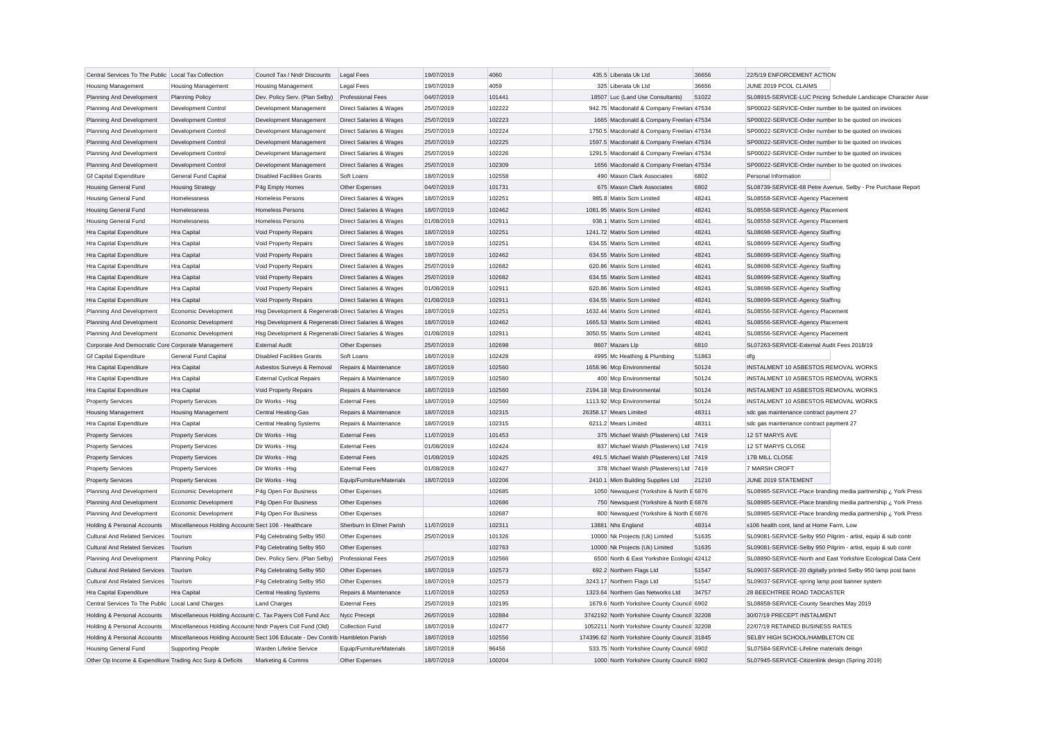| Central Services To The Public | Local Tax Collection | Council Tax / Nndr Discounts | Legal Fees | 19/07/2019 | 4060 | 435.5 | Liberata Uk Ltd | 36656 | 22/5/19 ENFORCEMENT ACTION |
|---|---|---|---|---|---|---|---|---|---|
| Housing Management | Housing Management | Housing Management | Legal Fees | 19/07/2019 | 4059 | 325 | Liberata Uk Ltd | 36656 | JUNE 2019 PCOL CLAIMS |
| Planning And Development | Planning Policy | Dev. Policy Serv. (Plan Selby) | Professional Fees | 04/07/2019 | 101441 | 18507 | Luc (Land Use Consultants) | 51022 | SL08915-SERVICE-LUC Pricing Schedule Landscape Character Asse |
| Planning And Development | Development Control | Development Management | Direct Salaries & Wages | 25/07/2019 | 102222 | 942.75 | Macdonald & Company Freelan | 47534 | SP00022-SERVICE-Order number to be quoted on invoices |
| Planning And Development | Development Control | Development Management | Direct Salaries & Wages | 25/07/2019 | 102223 | 1665 | Macdonald & Company Freelan | 47534 | SP00022-SERVICE-Order number to be quoted on invoices |
| Planning And Development | Development Control | Development Management | Direct Salaries & Wages | 25/07/2019 | 102224 | 1750.5 | Macdonald & Company Freelan | 47534 | SP00022-SERVICE-Order number to be quoted on invoices |
| Planning And Development | Development Control | Development Management | Direct Salaries & Wages | 25/07/2019 | 102225 | 1597.5 | Macdonald & Company Freelan | 47534 | SP00022-SERVICE-Order number to be quoted on invoices |
| Planning And Development | Development Control | Development Management | Direct Salaries & Wages | 25/07/2019 | 102226 | 1291.5 | Macdonald & Company Freelan | 47534 | SP00022-SERVICE-Order number to be quoted on invoices |
| Planning And Development | Development Control | Development Management | Direct Salaries & Wages | 25/07/2019 | 102309 | 1656 | Macdonald & Company Freelan | 47534 | SP00022-SERVICE-Order number to be quoted on invoices |
| Gf Capital Expenditure | General Fund Capital | Disabled Facilities Grants | Soft Loans | 18/07/2019 | 102558 | 490 | Mason Clark Associates | 6802 | Personal Information |
| Housing General Fund | Housing Strategy | P4g Empty Homes | Other Expenses | 04/07/2019 | 101731 | 675 | Mason Clark Associates | 6802 | SL08739-SERVICE-68 Petre Avenue, Selby - Pre Purchase Report |
| Housing General Fund | Homelessness | Homeless Persons | Direct Salaries & Wages | 18/07/2019 | 102251 | 985.8 | Matrix Scm Limited | 48241 | SL08558-SERVICE-Agency Placement |
| Housing General Fund | Homelessness | Homeless Persons | Direct Salaries & Wages | 18/07/2019 | 102462 | 1081.95 | Matrix Scm Limited | 48241 | SL08558-SERVICE-Agency Placement |
| Housing General Fund | Homelessness | Homeless Persons | Direct Salaries & Wages | 01/08/2019 | 102911 | 938.1 | Matrix Scm Limited | 48241 | SL08558-SERVICE-Agency Placement |
| Hra Capital Expenditure | Hra Capital | Void Property Repairs | Direct Salaries & Wages | 18/07/2019 | 102251 | 1241.72 | Matrix Scm Limited | 48241 | SL08698-SERVICE-Agency Staffing |
| Hra Capital Expenditure | Hra Capital | Void Property Repairs | Direct Salaries & Wages | 18/07/2019 | 102251 | 634.55 | Matrix Scm Limited | 48241 | SL08699-SERVICE-Agency Staffing |
| Hra Capital Expenditure | Hra Capital | Void Property Repairs | Direct Salaries & Wages | 18/07/2019 | 102462 | 634.55 | Matrix Scm Limited | 48241 | SL08699-SERVICE-Agency Staffing |
| Hra Capital Expenditure | Hra Capital | Void Property Repairs | Direct Salaries & Wages | 25/07/2019 | 102682 | 620.86 | Matrix Scm Limited | 48241 | SL08698-SERVICE-Agency Staffing |
| Hra Capital Expenditure | Hra Capital | Void Property Repairs | Direct Salaries & Wages | 25/07/2019 | 102682 | 634.55 | Matrix Scm Limited | 48241 | SL08699-SERVICE-Agency Staffing |
| Hra Capital Expenditure | Hra Capital | Void Property Repairs | Direct Salaries & Wages | 01/08/2019 | 102911 | 620.86 | Matrix Scm Limited | 48241 | SL08698-SERVICE-Agency Staffing |
| Hra Capital Expenditure | Hra Capital | Void Property Repairs | Direct Salaries & Wages | 01/08/2019 | 102911 | 634.55 | Matrix Scm Limited | 48241 | SL08699-SERVICE-Agency Staffing |
| Planning And Development | Economic Development | Hsg Development & Regenerati | Direct Salaries & Wages | 18/07/2019 | 102251 | 1632.44 | Matrix Scm Limited | 48241 | SL08556-SERVICE-Agency Placement |
| Planning And Development | Economic Development | Hsg Development & Regenerati | Direct Salaries & Wages | 18/07/2019 | 102462 | 1665.53 | Matrix Scm Limited | 48241 | SL08556-SERVICE-Agency Placement |
| Planning And Development | Economic Development | Hsg Development & Regenerati | Direct Salaries & Wages | 01/08/2019 | 102911 | 3050.55 | Matrix Scm Limited | 48241 | SL08556-SERVICE-Agency Placement |
| Corporate And Democratic Core | Corporate Management | External Audit | Other Expenses | 25/07/2019 | 102698 | 8607 | Mazars Llp | 6810 | SL07263-SERVICE-External Audit Fees 2018/19 |
| Gf Capital Expenditure | General Fund Capital | Disabled Facilities Grants | Soft Loans | 18/07/2019 | 102428 | 4995 | Mc Heathing & Plumbing | 51863 | dfg |
| Hra Capital Expenditure | Hra Capital | Asbestos Surveys & Removal | Repairs & Maintenance | 18/07/2019 | 102560 | 1658.96 | Mcp Environmental | 50124 | INSTALMENT 10 ASBESTOS REMOVAL WORKS |
| Hra Capital Expenditure | Hra Capital | External Cyclical Repairs | Repairs & Maintenance | 18/07/2019 | 102560 | 400 | Mcp Environmental | 50124 | INSTALMENT 10 ASBESTOS REMOVAL WORKS |
| Hra Capital Expenditure | Hra Capital | Void Property Repairs | Repairs & Maintenance | 18/07/2019 | 102560 | 2194.18 | Mcp Environmental | 50124 | INSTALMENT 10 ASBESTOS REMOVAL WORKS |
| Property Services | Property Services | Dir Works - Hsg | External Fees | 18/07/2019 | 102560 | 1113.92 | Mcp Environmental | 50124 | INSTALMENT 10 ASBESTOS REMOVAL WORKS |
| Housing Management | Housing Management | Central Heating-Gas | Repairs & Maintenance | 18/07/2019 | 102315 | 26358.17 | Mears Limited | 48311 | sdc gas maintenance contract payment 27 |
| Hra Capital Expenditure | Hra Capital | Central Heating Systems | Repairs & Maintenance | 18/07/2019 | 102315 | 6211.2 | Mears Limited | 48311 | sdc gas maintenance contract payment 27 |
| Property Services | Property Services | Dir Works - Hsg | External Fees | 11/07/2019 | 101453 | 375 | Michael Walsh (Plasterers) Ltd | 7419 | 12 ST MARYS AVE |
| Property Services | Property Services | Dir Works - Hsg | External Fees | 01/08/2019 | 102424 | 837 | Michael Walsh (Plasterers) Ltd | 7419 | 12 ST MARYS CLOSE |
| Property Services | Property Services | Dir Works - Hsg | External Fees | 01/08/2019 | 102425 | 491.5 | Michael Walsh (Plasterers) Ltd | 7419 | 17B MILL CLOSE |
| Property Services | Property Services | Dir Works - Hsg | External Fees | 01/08/2019 | 102427 | 378 | Michael Walsh (Plasterers) Ltd | 7419 | 7 MARSH CROFT |
| Property Services | Property Services | Dir Works - Hsg | Equip/Furniture/Materials | 18/07/2019 | 102206 | 2410.1 | Mkm Building Supplies Ltd | 21210 | JUNE 2019 STATEMENT |
| Planning And Development | Economic Development | P4g Open For Business | Other Expenses | | 102685 | 1050 | Newsquest (Yorkshire & North E | 6876 | SL08985-SERVICE-Place branding media partnership ¿ York Press |
| Planning And Development | Economic Development | P4g Open For Business | Other Expenses | | 102686 | 750 | Newsquest (Yorkshire & North E | 6876 | SL08985-SERVICE-Place branding media partnership ¿ York Press |
| Planning And Development | Economic Development | P4g Open For Business | Other Expenses | | 102687 | 800 | Newsquest (Yorkshire & North E | 6876 | SL08985-SERVICE-Place branding media partnership ¿ York Press |
| Holding & Personal Accounts | Miscellaneous Holding Accounts | Sect 106 - Healthcare | Sherburn In Elmet Parish | 11/07/2019 | 102311 | 13881 | Nhs England | 48314 | s106 health cont, land at Home Farm, Low |
| Cultural And Related Services | Tourism | P4g Celebrating Selby 950 | Other Expenses | 25/07/2019 | 101326 | 10000 | Nk Projects (Uk) Limited | 51635 | SL09081-SERVICE-Selby 950 Pilgrim - artist, equip & sub contr |
| Cultural And Related Services | Tourism | P4g Celebrating Selby 950 | Other Expenses | | 102763 | 10000 | Nk Projects (Uk) Limited | 51635 | SL09081-SERVICE-Selby 950 Pilgrim - artist, equip & sub contr |
| Planning And Development | Planning Policy | Dev. Policy Serv. (Plan Selby) | Professional Fees | 25/07/2019 | 102566 | 6500 | North & East Yorkshire Ecologic | 42412 | SL08890-SERVICE-North and East Yorkshire Ecological Data Cent |
| Cultural And Related Services | Tourism | P4g Celebrating Selby 950 | Other Expenses | 18/07/2019 | 102573 | 692.2 | Northern Flags Ltd | 51547 | SL09037-SERVICE-20 digitally printed Selby 950 lamp post bann |
| Cultural And Related Services | Tourism | P4g Celebrating Selby 950 | Other Expenses | 18/07/2019 | 102573 | 3243.17 | Northern Flags Ltd | 51547 | SL09037-SERVICE-spring lamp post banner system |
| Hra Capital Expenditure | Hra Capital | Central Heating Systems | Repairs & Maintenance | 11/07/2019 | 102253 | 1323.64 | Northern Gas Networks Ltd | 34757 | 28 BEECHTREE ROAD TADCASTER |
| Central Services To The Public | Local Land Charges | Land Charges | External Fees | 25/07/2019 | 102195 | 1679.6 | North Yorkshire County Council | 6902 | SL08858-SERVICE-County Searches May 2019 |
| Holding & Personal Accounts | Miscellaneous Holding Accounts | C. Tax Payers Coll Fund Acc | Nycc Precept | 26/07/2019 | 102884 | 3742192 | North Yorkshire County Council | 32208 | 30/07/19 PRECEPT INSTALMENT |
| Holding & Personal Accounts | Miscellaneous Holding Accounts | Nndr Payers Coll Fund (Old) | Collection Fund | 18/07/2019 | 102477 | 1052211 | North Yorkshire County Council | 32208 | 22/07/19 RETAINED BUSINESS RATES |
| Holding & Personal Accounts | Miscellaneous Holding Accounts | Sect 106 Educate - Dev Contrib | Hambleton Parish | 18/07/2019 | 102556 | 174396.62 | North Yorkshire County Council | 31845 | SELBY HIGH SCHOOL/HAMBLETON CE |
| Housing General Fund | Supporting People | Warden Lifeline Service | Equip/Furniture/Materials | 18/07/2019 | 96456 | 533.75 | North Yorkshire County Council | 6902 | SL07584-SERVICE-Lifeline materials deisgn |
| Other Op Income & Expenditure | Trading Acc Surp & Deficits | Marketing & Comms | Other Expenses | 18/07/2019 | 100204 | 1000 | North Yorkshire County Council | 6902 | SL07945-SERVICE-Citizenlink design (Spring 2019) |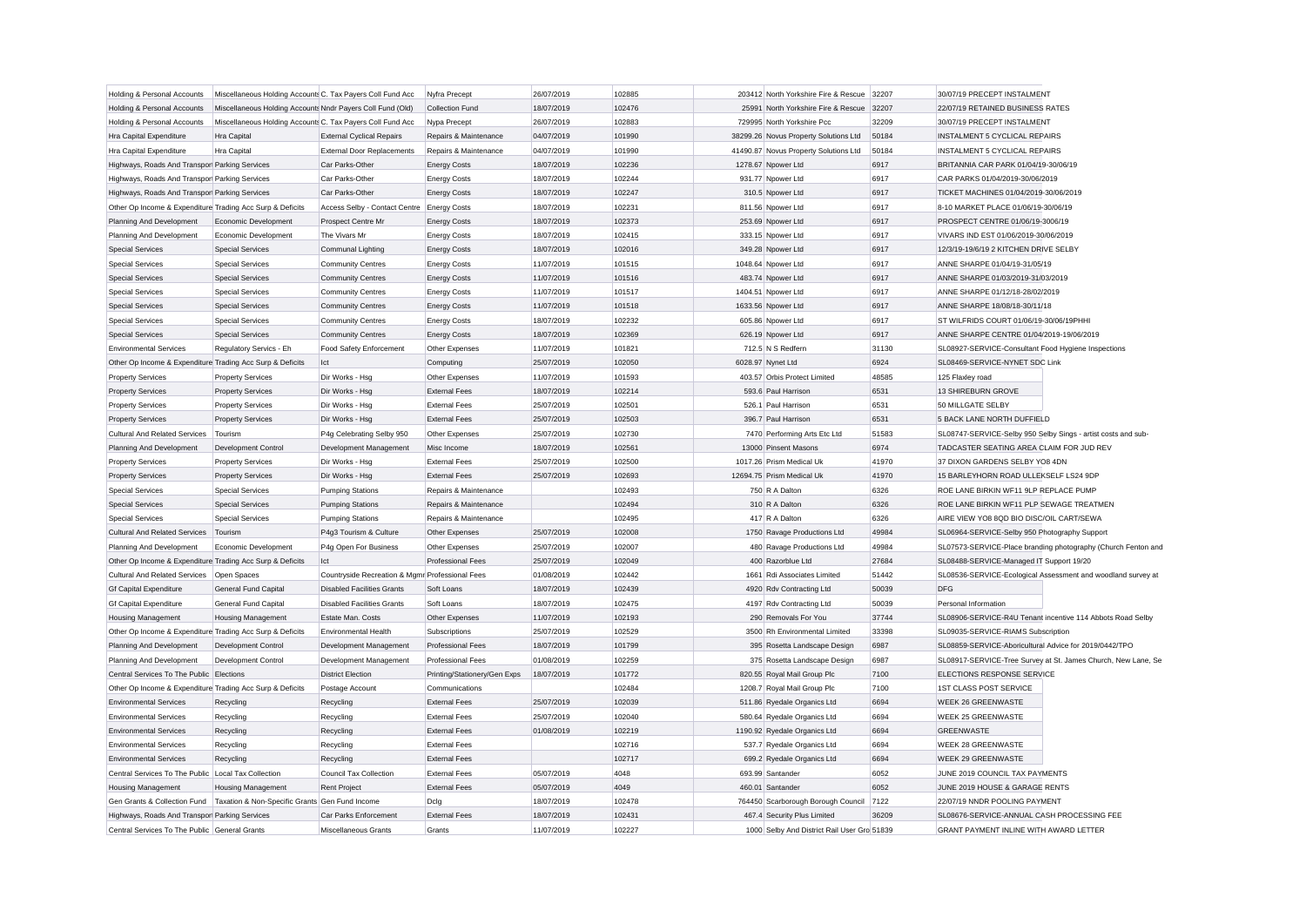| Holding & Personal Accounts | Miscellaneous Holding Accounts | C. Tax Payers Coll Fund Acc | Nyfra Precept | 26/07/2019 | 102885 | 203412 | North Yorkshire Fire & Rescue | 32207 | 30/07/19 PRECEPT INSTALMENT |
|---|---|---|---|---|---|---|---|---|---|
| Holding & Personal Accounts | Miscellaneous Holding Accounts | Nndr Payers Coll Fund (Old) | Collection Fund | 18/07/2019 | 102476 | 25991 | North Yorkshire Fire & Rescue | 32207 | 22/07/19 RETAINED BUSINESS RATES |
| Holding & Personal Accounts | Miscellaneous Holding Accounts | C. Tax Payers Coll Fund Acc | Nypa Precept | 26/07/2019 | 102883 | 729995 | North Yorkshire Pcc | 32209 | 30/07/19 PRECEPT INSTALMENT |
| Hra Capital Expenditure | Hra Capital | External Cyclical Repairs | Repairs & Maintenance | 04/07/2019 | 101990 | 38299.26 | Novus Property Solutions Ltd | 50184 | INSTALMENT 5 CYCLICAL REPAIRS |
| Hra Capital Expenditure | Hra Capital | External Door Replacements | Repairs & Maintenance | 04/07/2019 | 101990 | 41490.87 | Novus Property Solutions Ltd | 50184 | INSTALMENT 5 CYCLICAL REPAIRS |
| Highways, Roads And Transport | Parking Services | Car Parks-Other | Energy Costs | 18/07/2019 | 102236 | 1278.67 | Npower Ltd | 6917 | BRITANNIA CAR PARK 01/04/19-30/06/19 |
| Highways, Roads And Transport | Parking Services | Car Parks-Other | Energy Costs | 18/07/2019 | 102244 | 931.77 | Npower Ltd | 6917 | CAR PARKS 01/04/2019-30/06/2019 |
| Highways, Roads And Transport | Parking Services | Car Parks-Other | Energy Costs | 18/07/2019 | 102247 | 310.5 | Npower Ltd | 6917 | TICKET MACHINES 01/04/2019-30/06/2019 |
| Other Op Income & Expenditure | Trading Acc Surp & Deficits | Access Selby - Contact Centre | Energy Costs | 18/07/2019 | 102231 | 811.56 | Npower Ltd | 6917 | 8-10 MARKET PLACE 01/06/19-30/06/19 |
| Planning And Development | Economic Development | Prospect Centre Mr | Energy Costs | 18/07/2019 | 102373 | 253.69 | Npower Ltd | 6917 | PROSPECT CENTRE 01/06/19-3006/19 |
| Planning And Development | Economic Development | The Vivars Mr | Energy Costs | 18/07/2019 | 102415 | 333.15 | Npower Ltd | 6917 | VIVARS IND EST 01/06/2019-30/06/2019 |
| Special Services | Special Services | Communal Lighting | Energy Costs | 18/07/2019 | 102016 | 349.28 | Npower Ltd | 6917 | 12/3/19-19/6/19 2 KITCHEN DRIVE SELBY |
| Special Services | Special Services | Community Centres | Energy Costs | 11/07/2019 | 101515 | 1048.64 | Npower Ltd | 6917 | ANNE SHARPE 01/04/19-31/05/19 |
| Special Services | Special Services | Community Centres | Energy Costs | 11/07/2019 | 101516 | 483.74 | Npower Ltd | 6917 | ANNE SHARPE 01/03/2019-31/03/2019 |
| Special Services | Special Services | Community Centres | Energy Costs | 11/07/2019 | 101517 | 1404.51 | Npower Ltd | 6917 | ANNE SHARPE 01/12/18-28/02/2019 |
| Special Services | Special Services | Community Centres | Energy Costs | 11/07/2019 | 101518 | 1633.56 | Npower Ltd | 6917 | ANNE SHARPE 18/08/18-30/11/18 |
| Special Services | Special Services | Community Centres | Energy Costs | 18/07/2019 | 102232 | 605.86 | Npower Ltd | 6917 | ST WILFRIDS COURT 01/06/19-30/06/19PHHI |
| Special Services | Special Services | Community Centres | Energy Costs | 18/07/2019 | 102369 | 626.19 | Npower Ltd | 6917 | ANNE SHARPE CENTRE 01/04/2019-19/06/2019 |
| Environmental Services | Regulatory Servics - Eh | Food Safety Enforcement | Other Expenses | 11/07/2019 | 101821 | 712.5 | N S Redfern | 31130 | SL08927-SERVICE-Consultant Food Hygiene Inspections |
| Other Op Income & Expenditure | Trading Acc Surp & Deficits | Ict | Computing | 25/07/2019 | 102050 | 6028.97 | Nynet Ltd | 6924 | SL08469-SERVICE-NYNET SDC Link |
| Property Services | Property Services | Dir Works - Hsg | Other Expenses | 11/07/2019 | 101593 | 403.57 | Orbis Protect Limited | 48585 | 125 Flaxley road |
| Property Services | Property Services | Dir Works - Hsg | External Fees | 18/07/2019 | 102214 | 593.6 | Paul Harrison | 6531 | 13 SHIREBURN GROVE |
| Property Services | Property Services | Dir Works - Hsg | External Fees | 25/07/2019 | 102501 | 526.1 | Paul Harrison | 6531 | 50 MILLGATE SELBY |
| Property Services | Property Services | Dir Works - Hsg | External Fees | 25/07/2019 | 102503 | 396.7 | Paul Harrison | 6531 | 5 BACK LANE NORTH DUFFIELD |
| Cultural And Related Services | Tourism | P4g Celebrating Selby 950 | Other Expenses | 25/07/2019 | 102730 | 7470 | Performing Arts Etc Ltd | 51583 | SL08747-SERVICE-Selby 950 Selby Sings - artist costs and sub- |
| Planning And Development | Development Control | Development Management | Misc Income | 18/07/2019 | 102561 | 13000 | Pinsent Masons | 6974 | TADCASTER SEATING AREA CLAIM FOR JUD REV |
| Property Services | Property Services | Dir Works - Hsg | External Fees | 25/07/2019 | 102500 | 1017.26 | Prism Medical Uk | 41970 | 37 DIXON GARDENS SELBY YO8 4DN |
| Property Services | Property Services | Dir Works - Hsg | External Fees | 25/07/2019 | 102693 | 12694.75 | Prism Medical Uk | 41970 | 15 BARLEYHORN ROAD ULLEKSELF LS24 9DP |
| Special Services | Special Services | Pumping Stations | Repairs & Maintenance | | 102493 | 750 | R A Dalton | 6326 | ROE LANE BIRKIN WF11 9LP REPLACE PUMP |
| Special Services | Special Services | Pumping Stations | Repairs & Maintenance | | 102494 | 310 | R A Dalton | 6326 | ROE LANE BIRKIN WF11 PLP SEWAGE TREATMEN |
| Special Services | Special Services | Pumping Stations | Repairs & Maintenance | | 102495 | 417 | R A Dalton | 6326 | AIRE VIEW YO8 8QD BIO DISC/OIL CART/SEWA |
| Cultural And Related Services | Tourism | P4g3 Tourism & Culture | Other Expenses | 25/07/2019 | 102008 | 1750 | Ravage Productions Ltd | 49984 | SL06964-SERVICE-Selby 950 Photography Support |
| Planning And Development | Economic Development | P4g Open For Business | Other Expenses | 25/07/2019 | 102007 | 480 | Ravage Productions Ltd | 49984 | SL07573-SERVICE-Place branding photography (Church Fenton and |
| Other Op Income & Expenditure | Trading Acc Surp & Deficits | Ict | Professional Fees | 25/07/2019 | 102049 | 400 | Razorblue Ltd | 27684 | SL08488-SERVICE-Managed IT Support 19/20 |
| Cultural And Related Services | Open Spaces | Countryside Recreation & Mgmt | Professional Fees | 01/08/2019 | 102442 | 1661 | Rdi Associates Limited | 51442 | SL08536-SERVICE-Ecological Assessment and woodland survey at |
| Gf Capital Expenditure | General Fund Capital | Disabled Facilities Grants | Soft Loans | 18/07/2019 | 102439 | 4920 | Rdv Contracting Ltd | 50039 | DFG |
| Gf Capital Expenditure | General Fund Capital | Disabled Facilities Grants | Soft Loans | 18/07/2019 | 102475 | 4197 | Rdv Contracting Ltd | 50039 | Personal Information |
| Housing Management | Housing Management | Estate Man. Costs | Other Expenses | 11/07/2019 | 102193 | 290 | Removals For You | 37744 | SL08906-SERVICE-R4U Tenant incentive 114 Abbots Road Selby |
| Other Op Income & Expenditure | Trading Acc Surp & Deficits | Environmental Health | Subscriptions | 25/07/2019 | 102529 | 3500 | Rh Environmental Limited | 33398 | SL09035-SERVICE-RIAMS Subscription |
| Planning And Development | Development Control | Development Management | Professional Fees | 18/07/2019 | 101799 | 395 | Rosetta Landscape Design | 6987 | SL08859-SERVICE-Aboricultural Advice for 2019/0442/TPO |
| Planning And Development | Development Control | Development Management | Professional Fees | 01/08/2019 | 102259 | 375 | Rosetta Landscape Design | 6987 | SL08917-SERVICE-Tree Survey at St. James Church, New Lane, Se |
| Central Services To The Public | Elections | District Election | Printing/Stationery/Gen Exps | 18/07/2019 | 101772 | 820.55 | Royal Mail Group Plc | 7100 | ELECTIONS RESPONSE SERVICE |
| Other Op Income & Expenditure | Trading Acc Surp & Deficits | Postage Account | Communications | | 102484 | 1208.7 | Royal Mail Group Plc | 7100 | 1ST CLASS POST SERVICE |
| Environmental Services | Recycling | Recycling | External Fees | 25/07/2019 | 102039 | 511.86 | Ryedale Organics Ltd | 6694 | WEEK 26 GREENWASTE |
| Environmental Services | Recycling | Recycling | External Fees | 25/07/2019 | 102040 | 580.64 | Ryedale Organics Ltd | 6694 | WEEK 25 GREENWASTE |
| Environmental Services | Recycling | Recycling | External Fees | 01/08/2019 | 102219 | 1190.92 | Ryedale Organics Ltd | 6694 | GREENWASTE |
| Environmental Services | Recycling | Recycling | External Fees | | 102716 | 537.7 | Ryedale Organics Ltd | 6694 | WEEK 28 GREENWASTE |
| Environmental Services | Recycling | Recycling | External Fees | | 102717 | 699.2 | Ryedale Organics Ltd | 6694 | WEEK 29 GREENWASTE |
| Central Services To The Public | Local Tax Collection | Council Tax Collection | External Fees | 05/07/2019 | 4048 | 693.99 | Santander | 6052 | JUNE 2019 COUNCIL TAX PAYMENTS |
| Housing Management | Housing Management | Rent Project | External Fees | 05/07/2019 | 4049 | 460.01 | Santander | 6052 | JUNE 2019 HOUSE & GARAGE RENTS |
| Gen Grants & Collection Fund | Taxation & Non-Specific Grants | Gen Fund Income | Dclg | 18/07/2019 | 102478 | 764450 | Scarborough Borough Council | 7122 | 22/07/19 NNDR POOLING PAYMENT |
| Highways, Roads And Transport | Parking Services | Car Parks Enforcement | External Fees | 18/07/2019 | 102431 | 467.4 | Security Plus Limited | 36209 | SL08676-SERVICE-ANNUAL CASH PROCESSING FEE |
| Central Services To The Public | General Grants | Miscellaneous Grants | Grants | 11/07/2019 | 102227 | 1000 | Selby And District Rail User Gro | 51839 | GRANT PAYMENT INLINE WITH AWARD LETTER |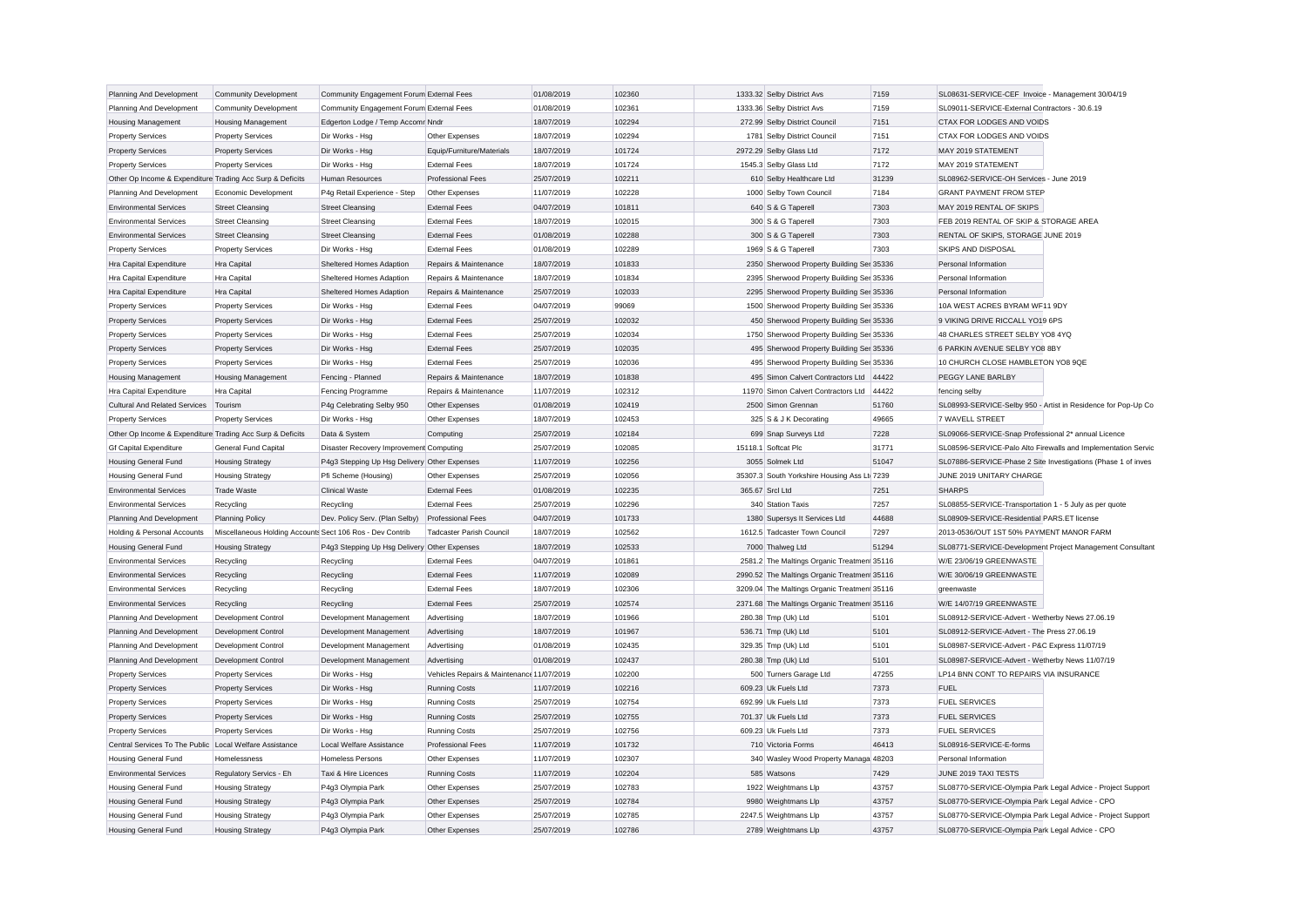| Planning And Development | Community Development | Community Engagement Forum | External Fees | 01/08/2019 | 102360 | 1333.32 | Selby District Avs | 7159 | SL08631-SERVICE-CEF Invoice - Management 30/04/19 |
|---|---|---|---|---|---|---|---|---|---|
| Planning And Development | Community Development | Community Engagement Forum | External Fees | 01/08/2019 | 102361 | 1333.36 | Selby District Avs | 7159 | SL09011-SERVICE-External Contractors - 30.6.19 |
| Housing Management | Housing Management | Edgerton Lodge / Temp Accomr | Nndr | 18/07/2019 | 102294 | 272.99 | Selby District Council | 7151 | CTAX FOR LODGES AND VOIDS |
| Property Services | Property Services | Dir Works - Hsg | Other Expenses | 18/07/2019 | 102294 | 1781 | Selby District Council | 7151 | CTAX FOR LODGES AND VOIDS |
| Property Services | Property Services | Dir Works - Hsg | Equip/Furniture/Materials | 18/07/2019 | 101724 | 2972.29 | Selby Glass Ltd | 7172 | MAY 2019 STATEMENT |
| Property Services | Property Services | Dir Works - Hsg | External Fees | 18/07/2019 | 101724 | 1545.3 | Selby Glass Ltd | 7172 | MAY 2019 STATEMENT |
| Other Op Income & Expenditure | Trading Acc Surp & Deficits | Human Resources | Professional Fees | 25/07/2019 | 102211 | 610 | Selby Healthcare Ltd | 31239 | SL08962-SERVICE-OH Services - June 2019 |
| Planning And Development | Economic Development | P4g Retail Experience - Step | Other Expenses | 11/07/2019 | 102228 | 1000 | Selby Town Council | 7184 | GRANT PAYMENT FROM STEP |
| Environmental Services | Street Cleansing | Street Cleansing | External Fees | 04/07/2019 | 101811 | 640 | S & G Taperell | 7303 | MAY 2019 RENTAL OF SKIPS |
| Environmental Services | Street Cleansing | Street Cleansing | External Fees | 18/07/2019 | 102015 | 300 | S & G Taperell | 7303 | FEB 2019 RENTAL OF SKIP & STORAGE AREA |
| Environmental Services | Street Cleansing | Street Cleansing | External Fees | 01/08/2019 | 102288 | 300 | S & G Taperell | 7303 | RENTAL OF SKIPS, STORAGE JUNE 2019 |
| Property Services | Property Services | Dir Works - Hsg | External Fees | 01/08/2019 | 102289 | 1969 | S & G Taperell | 7303 | SKIPS AND DISPOSAL |
| Hra Capital Expenditure | Hra Capital | Sheltered Homes Adaption | Repairs & Maintenance | 18/07/2019 | 101833 | 2350 | Sherwood Property Building Ser | 35336 | Personal Information |
| Hra Capital Expenditure | Hra Capital | Sheltered Homes Adaption | Repairs & Maintenance | 18/07/2019 | 101834 | 2395 | Sherwood Property Building Ser | 35336 | Personal Information |
| Hra Capital Expenditure | Hra Capital | Sheltered Homes Adaption | Repairs & Maintenance | 25/07/2019 | 102033 | 2295 | Sherwood Property Building Ser | 35336 | Personal Information |
| Property Services | Property Services | Dir Works - Hsg | External Fees | 04/07/2019 | 99069 | 1500 | Sherwood Property Building Ser | 35336 | 10A WEST ACRES BYRAM WF11 9DY |
| Property Services | Property Services | Dir Works - Hsg | External Fees | 25/07/2019 | 102032 | 450 | Sherwood Property Building Ser | 35336 | 9 VIKING DRIVE RICCALL YO19 6PS |
| Property Services | Property Services | Dir Works - Hsg | External Fees | 25/07/2019 | 102034 | 1750 | Sherwood Property Building Ser | 35336 | 48 CHARLES STREET SELBY YO8 4YQ |
| Property Services | Property Services | Dir Works - Hsg | External Fees | 25/07/2019 | 102035 | 495 | Sherwood Property Building Ser | 35336 | 6 PARKIN AVENUE SELBY YO8 8BY |
| Property Services | Property Services | Dir Works - Hsg | External Fees | 25/07/2019 | 102036 | 495 | Sherwood Property Building Ser | 35336 | 10 CHURCH CLOSE HAMBLETON YO8 9QE |
| Housing Management | Housing Management | Fencing - Planned | Repairs & Maintenance | 18/07/2019 | 101838 | 495 | Simon Calvert Contractors Ltd | 44422 | PEGGY LANE BARLBY |
| Hra Capital Expenditure | Hra Capital | Fencing Programme | Repairs & Maintenance | 11/07/2019 | 102312 | 11970 | Simon Calvert Contractors Ltd | 44422 | fencing selby |
| Cultural And Related Services | Tourism | P4g Celebrating Selby 950 | Other Expenses | 01/08/2019 | 102419 | 2500 | Simon Grennan | 51760 | SL08993-SERVICE-Selby 950 - Artist in Residence for Pop-Up Co |
| Property Services | Property Services | Dir Works - Hsg | Other Expenses | 18/07/2019 | 102453 | 325 | S & J K Decorating | 49665 | 7 WAVELL STREET |
| Other Op Income & Expenditure | Trading Acc Surp & Deficits | Data & System | Computing | 25/07/2019 | 102184 | 699 | Snap Surveys Ltd | 7228 | SL09066-SERVICE-Snap Professional 2* annual Licence |
| Gf Capital Expenditure | General Fund Capital | Disaster Recovery Improvement | Computing | 25/07/2019 | 102085 | 15118.1 | Softcat Plc | 31771 | SL08596-SERVICE-Palo Alto Firewalls and Implementation Servic |
| Housing General Fund | Housing Strategy | P4g3 Stepping Up Hsg Delivery | Other Expenses | 11/07/2019 | 102256 | 3055 | Solmek Ltd | 51047 | SL07886-SERVICE-Phase 2 Site Investigations (Phase 1 of inves |
| Housing General Fund | Housing Strategy | Pfi Scheme (Housing) | Other Expenses | 25/07/2019 | 102056 | 35307.3 | South Yorkshire Housing Ass Lt | 7239 | JUNE 2019 UNITARY CHARGE |
| Environmental Services | Trade Waste | Clinical Waste | External Fees | 01/08/2019 | 102235 | 365.67 | Srcl Ltd | 7251 | SHARPS |
| Environmental Services | Recycling | Recycling | External Fees | 25/07/2019 | 102296 | 340 | Station Taxis | 7257 | SL08855-SERVICE-Transportation 1 - 5 July as per quote |
| Planning And Development | Planning Policy | Dev. Policy Serv. (Plan Selby) | Professional Fees | 04/07/2019 | 101733 | 1380 | Supersys It Services Ltd | 44688 | SL08909-SERVICE-Residential PARS.ET license |
| Holding & Personal Accounts | Miscellaneous Holding Accounts | Sect 106 Ros - Dev Contrib | Tadcaster Parish Council | 18/07/2019 | 102562 | 1612.5 | Tadcaster Town Council | 7297 | 2013-0536/OUT 1ST 50% PAYMENT MANOR FARM |
| Housing General Fund | Housing Strategy | P4g3 Stepping Up Hsg Delivery | Other Expenses | 18/07/2019 | 102533 | 7000 | Thalweg Ltd | 51294 | SL08771-SERVICE-Development Project Management Consultant |
| Environmental Services | Recycling | Recycling | External Fees | 04/07/2019 | 101861 | 2581.2 | The Maltings Organic Treatment | 35116 | W/E 23/06/19 GREENWASTE |
| Environmental Services | Recycling | Recycling | External Fees | 11/07/2019 | 102089 | 2990.52 | The Maltings Organic Treatment | 35116 | W/E 30/06/19 GREENWASTE |
| Environmental Services | Recycling | Recycling | External Fees | 18/07/2019 | 102306 | 3209.04 | The Maltings Organic Treatment | 35116 | greenwaste |
| Environmental Services | Recycling | Recycling | External Fees | 25/07/2019 | 102574 | 2371.68 | The Maltings Organic Treatment | 35116 | W/E 14/07/19 GREENWASTE |
| Planning And Development | Development Control | Development Management | Advertising | 18/07/2019 | 101966 | 280.38 | Tmp (Uk) Ltd | 5101 | SL08912-SERVICE-Advert - Wetherby News 27.06.19 |
| Planning And Development | Development Control | Development Management | Advertising | 18/07/2019 | 101967 | 536.71 | Tmp (Uk) Ltd | 5101 | SL08912-SERVICE-Advert - The Press 27.06.19 |
| Planning And Development | Development Control | Development Management | Advertising | 01/08/2019 | 102435 | 329.35 | Tmp (Uk) Ltd | 5101 | SL08987-SERVICE-Advert - P&C Express 11/07/19 |
| Planning And Development | Development Control | Development Management | Advertising | 01/08/2019 | 102437 | 280.38 | Tmp (Uk) Ltd | 5101 | SL08987-SERVICE-Advert - Wetherby News 11/07/19 |
| Property Services | Property Services | Dir Works - Hsg | Vehicles Repairs & Maintenance | 11/07/2019 | 102200 | 500 | Turners Garage Ltd | 47255 | LP14 BNN CONT TO REPAIRS VIA INSURANCE |
| Property Services | Property Services | Dir Works - Hsg | Running Costs | 11/07/2019 | 102216 | 609.23 | Uk Fuels Ltd | 7373 | FUEL |
| Property Services | Property Services | Dir Works - Hsg | Running Costs | 25/07/2019 | 102754 | 692.99 | Uk Fuels Ltd | 7373 | FUEL SERVICES |
| Property Services | Property Services | Dir Works - Hsg | Running Costs | 25/07/2019 | 102755 | 701.37 | Uk Fuels Ltd | 7373 | FUEL SERVICES |
| Property Services | Property Services | Dir Works - Hsg | Running Costs | 25/07/2019 | 102756 | 609.23 | Uk Fuels Ltd | 7373 | FUEL SERVICES |
| Central Services To The Public | Local Welfare Assistance | Local Welfare Assistance | Professional Fees | 11/07/2019 | 101732 | 710 | Victoria Forms | 46413 | SL08916-SERVICE-E-forms |
| Housing General Fund | Homelessness | Homeless Persons | Other Expenses | 11/07/2019 | 102307 | 340 | Wasley Wood Property Managa | 48203 | Personal Information |
| Environmental Services | Regulatory Servics - Eh | Taxi & Hire Licences | Running Costs | 11/07/2019 | 102204 | 585 | Watsons | 7429 | JUNE 2019 TAXI TESTS |
| Housing General Fund | Housing Strategy | P4g3 Olympia Park | Other Expenses | 25/07/2019 | 102783 | 1922 | Weightmans Llp | 43757 | SL08770-SERVICE-Olympia Park Legal Advice - Project Support |
| Housing General Fund | Housing Strategy | P4g3 Olympia Park | Other Expenses | 25/07/2019 | 102784 | 9980 | Weightmans Llp | 43757 | SL08770-SERVICE-Olympia Park Legal Advice - CPO |
| Housing General Fund | Housing Strategy | P4g3 Olympia Park | Other Expenses | 25/07/2019 | 102785 | 2247.5 | Weightmans Llp | 43757 | SL08770-SERVICE-Olympia Park Legal Advice - Project Support |
| Housing General Fund | Housing Strategy | P4g3 Olympia Park | Other Expenses | 25/07/2019 | 102786 | 2789 | Weightmans Llp | 43757 | SL08770-SERVICE-Olympia Park Legal Advice - CPO |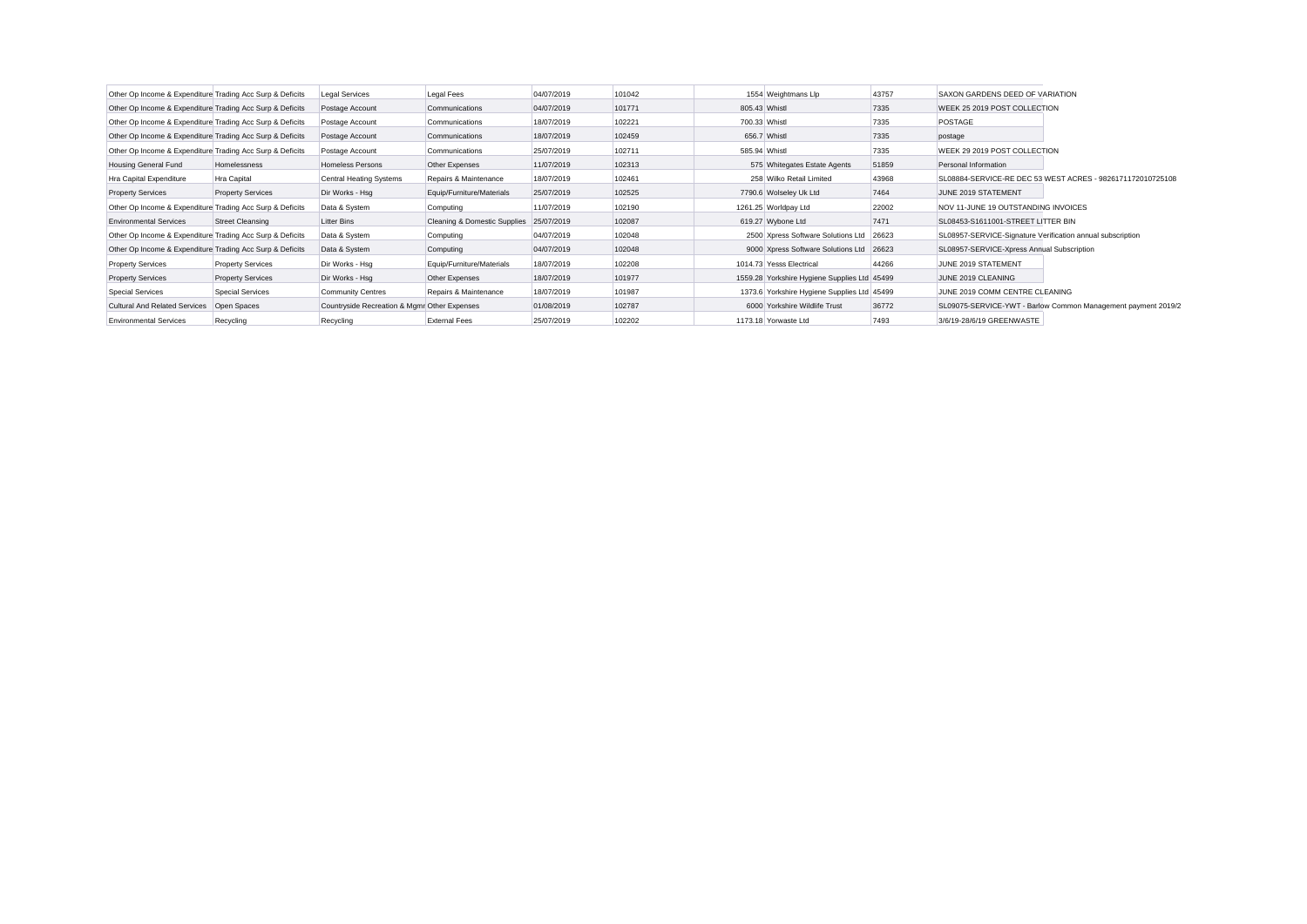| | | | | | | | | | |
|---|---|---|---|---|---|---|---|---|---|
| Other Op Income & Expenditure | Trading Acc Surp & Deficits | Legal Services | Legal Fees | 04/07/2019 | 101042 | 1554 | Weightmans Llp | 43757 | SAXON GARDENS DEED OF VARIATION |
| Other Op Income & Expenditure | Trading Acc Surp & Deficits | Postage Account | Communications | 04/07/2019 | 101771 | 805.43 | Whistl | 7335 | WEEK 25 2019 POST COLLECTION |
| Other Op Income & Expenditure | Trading Acc Surp & Deficits | Postage Account | Communications | 18/07/2019 | 102221 | 700.33 | Whistl | 7335 | POSTAGE |
| Other Op Income & Expenditure | Trading Acc Surp & Deficits | Postage Account | Communications | 18/07/2019 | 102459 | 656.7 | Whistl | 7335 | postage |
| Other Op Income & Expenditure | Trading Acc Surp & Deficits | Postage Account | Communications | 25/07/2019 | 102711 | 585.94 | Whistl | 7335 | WEEK 29 2019 POST COLLECTION |
| Housing General Fund | Homelessness | Homeless Persons | Other Expenses | 11/07/2019 | 102313 | 575 | Whitegates Estate Agents | 51859 | Personal Information |
| Hra Capital Expenditure | Hra Capital | Central Heating Systems | Repairs & Maintenance | 18/07/2019 | 102461 | 258 | Wilko Retail Limited | 43968 | SL08884-SERVICE-RE DEC 53 WEST ACRES - 9826171172010725108 |
| Property Services | Property Services | Dir Works - Hsg | Equip/Furniture/Materials | 25/07/2019 | 102525 | 7790.6 | Wolseley Uk Ltd | 7464 | JUNE 2019 STATEMENT |
| Other Op Income & Expenditure | Trading Acc Surp & Deficits | Data & System | Computing | 11/07/2019 | 102190 | 1261.25 | Worldpay Ltd | 22002 | NOV 11-JUNE 19 OUTSTANDING INVOICES |
| Environmental Services | Street Cleansing | Litter Bins | Cleaning & Domestic Supplies | 25/07/2019 | 102087 | 619.27 | Wybone Ltd | 7471 | SL08453-S1611001-STREET LITTER BIN |
| Other Op Income & Expenditure | Trading Acc Surp & Deficits | Data & System | Computing | 04/07/2019 | 102048 | 2500 | Xpress Software Solutions Ltd | 26623 | SL08957-SERVICE-Signature Verification annual subscription |
| Other Op Income & Expenditure | Trading Acc Surp & Deficits | Data & System | Computing | 04/07/2019 | 102048 | 9000 | Xpress Software Solutions Ltd | 26623 | SL08957-SERVICE-Xpress Annual Subscription |
| Property Services | Property Services | Dir Works - Hsg | Equip/Furniture/Materials | 18/07/2019 | 102208 | 1014.73 | Yesss Electrical | 44266 | JUNE 2019 STATEMENT |
| Property Services | Property Services | Dir Works - Hsg | Other Expenses | 18/07/2019 | 101977 | 1559.28 | Yorkshire Hygiene Supplies Ltd | 45499 | JUNE 2019 CLEANING |
| Special Services | Special Services | Community Centres | Repairs & Maintenance | 18/07/2019 | 101987 | 1373.6 | Yorkshire Hygiene Supplies Ltd | 45499 | JUNE 2019 COMM CENTRE CLEANING |
| Cultural And Related Services | Open Spaces | Countryside Recreation & Mgmt | Other Expenses | 01/08/2019 | 102787 | 6000 | Yorkshire Wildlife Trust | 36772 | SL09075-SERVICE-YWT - Barlow Common Management payment 2019/2 |
| Environmental Services | Recycling | Recycling | External Fees | 25/07/2019 | 102202 | 1173.18 | Yorwaste Ltd | 7493 | 3/6/19-28/6/19 GREENWASTE |